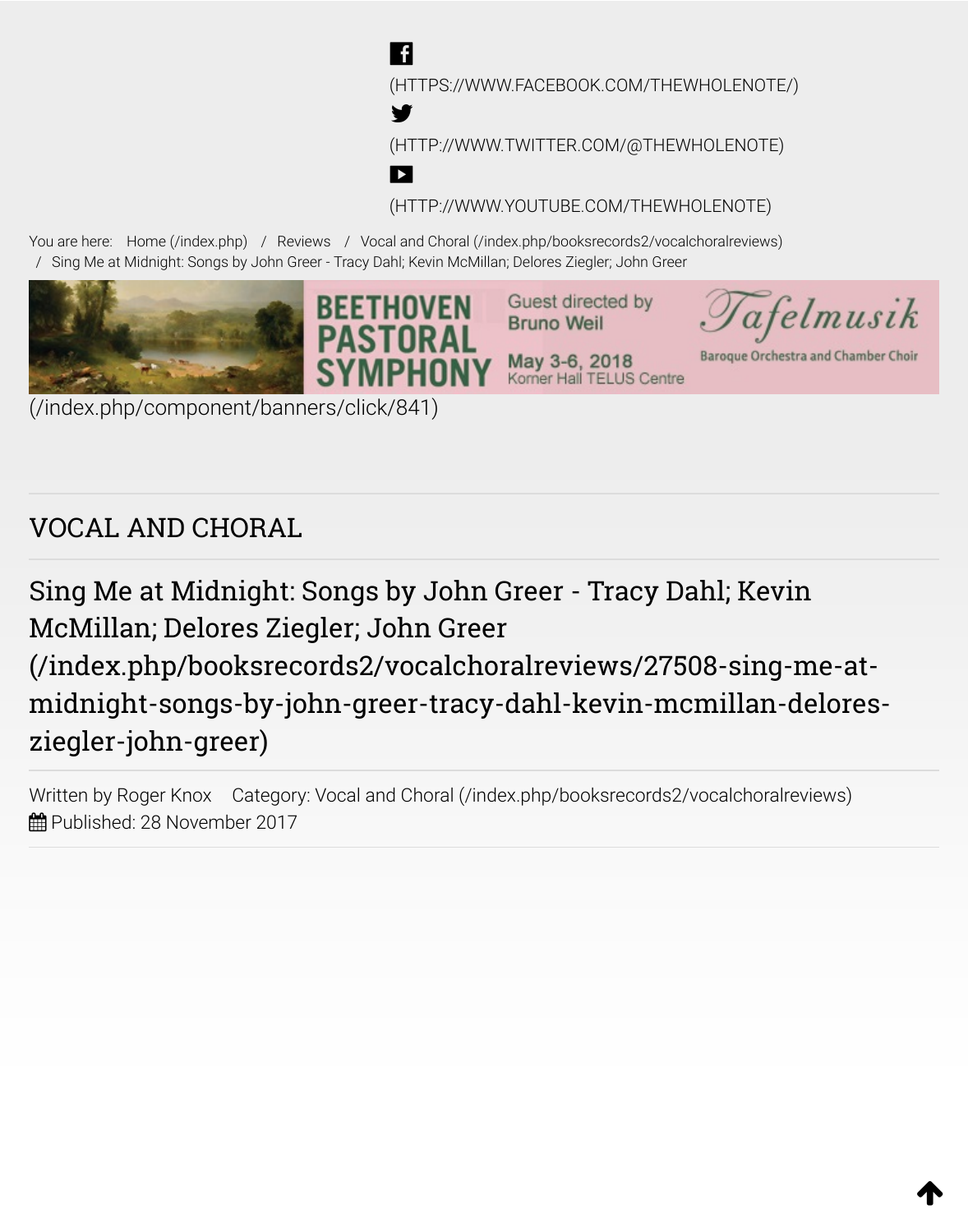(HTTPS://WWW.FACEBOOK.COM/THEWHOLENOTE/)

(HTTP://WWW.TWITTER.COM/@THEWHOLENOTE)

(HTTP://WWW.YOUTUBE.COM/THEWHOLENOTE)

You are here: Home (/index.php) / Reviews / Vocal and Choral (/index.php/booksrecords2/vocalchoralreviews) / Sing Me at Midnight: Songs by John Greer - Tracy Dahl; Kevin McMillan; Delores Ziegler; John Greer

BEETHOVEN PASTORAL SYMPHONY Guest directed by Bruno Weil May 3-6, 2018 Koerner Hall TELUS Centre Tafelmusik Baroque Orchestra and Chamber Choir

(/index.php/component/banners/click/841)

## VOCAL AND CHORAL

# Sing Me at Midnight: Songs by John Greer - Tracy Dahl; Kevin McMillan; Delores Ziegler; John Greer (/index.php/booksrecords2/vocalchoralreviews/27508-sing-me-at-midnight-songs-by-john-greer-tracy-dahl-kevin-mcmillan-delores-ziegler-john-greer)

Written by Roger Knox Category: Vocal and Choral (/index.php/booksrecords2/vocalchoralreviews)

Published: 28 November 2017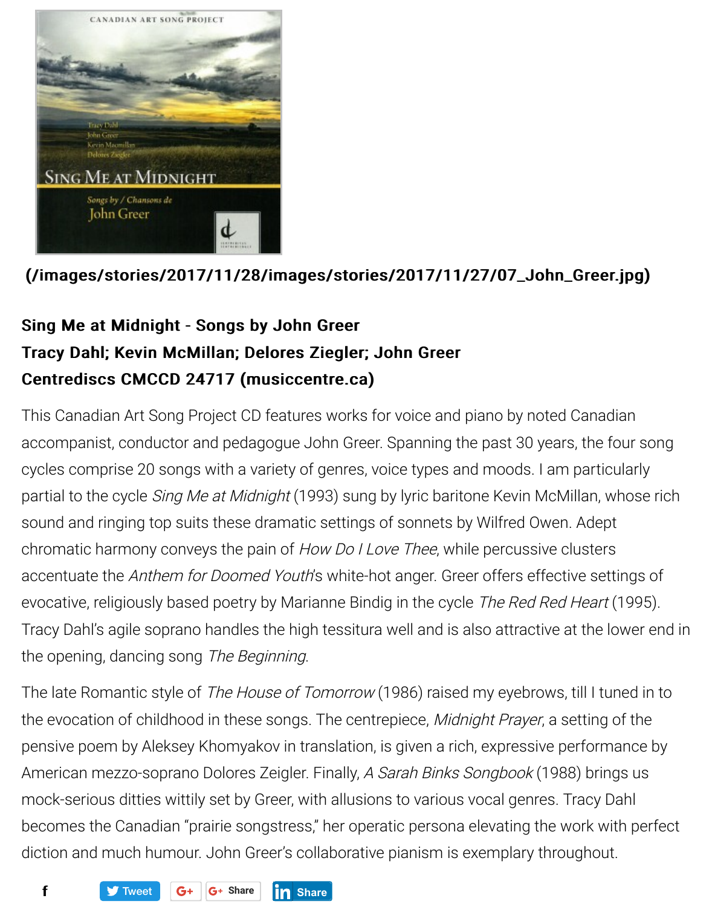(/images/stories/2017/11/28/images/stories/2017/11/27/07_John_Greer.jpg)

**Sing Me at Midnight - Songs by John Greer**
**Tracy Dahl; Kevin McMillan; Delores Ziegler; John Greer**
**Centrediscs CMCCD 24717 (musiccentre.ca)**

This Canadian Art Song Project CD features works for voice and piano by noted Canadian accompanist, conductor and pedagogue John Greer. Spanning the past 30 years, the four song cycles comprise 20 songs with a variety of genres, voice types and moods. I am particularly partial to the cycle *Sing Me at Midnight* (1993) sung by lyric baritone Kevin McMillan, whose rich sound and ringing top suits these dramatic settings of sonnets by Wilfred Owen. Adept chromatic harmony conveys the pain of *How Do I Love Thee*, while percussive clusters accentuate the *Anthem for Doomed Youth*'s white-hot anger. Greer offers effective settings of evocative, religiously based poetry by Marianne Bindig in the cycle *The Red Red Heart* (1995). Tracy Dahl's agile soprano handles the high tessitura well and is also attractive at the lower end in the opening, dancing song *The Beginning*.

The late Romantic style of *The House of Tomorrow* (1986) raised my eyebrows, till I tuned in to the evocation of childhood in these songs. The centrepiece, *Midnight Prayer*, a setting of the pensive poem by Aleksey Khomyakov in translation, is given a rich, expressive performance by American mezzo-soprano Dolores Zeigler. Finally, *A Sarah Binks Songbook* (1988) brings us mock-serious ditties wittily set by Greer, with allusions to various vocal genres. Tracy Dahl becomes the Canadian "prairie songstress," her operatic persona elevating the work with perfect diction and much humour. John Greer's collaborative pianism is exemplary throughout.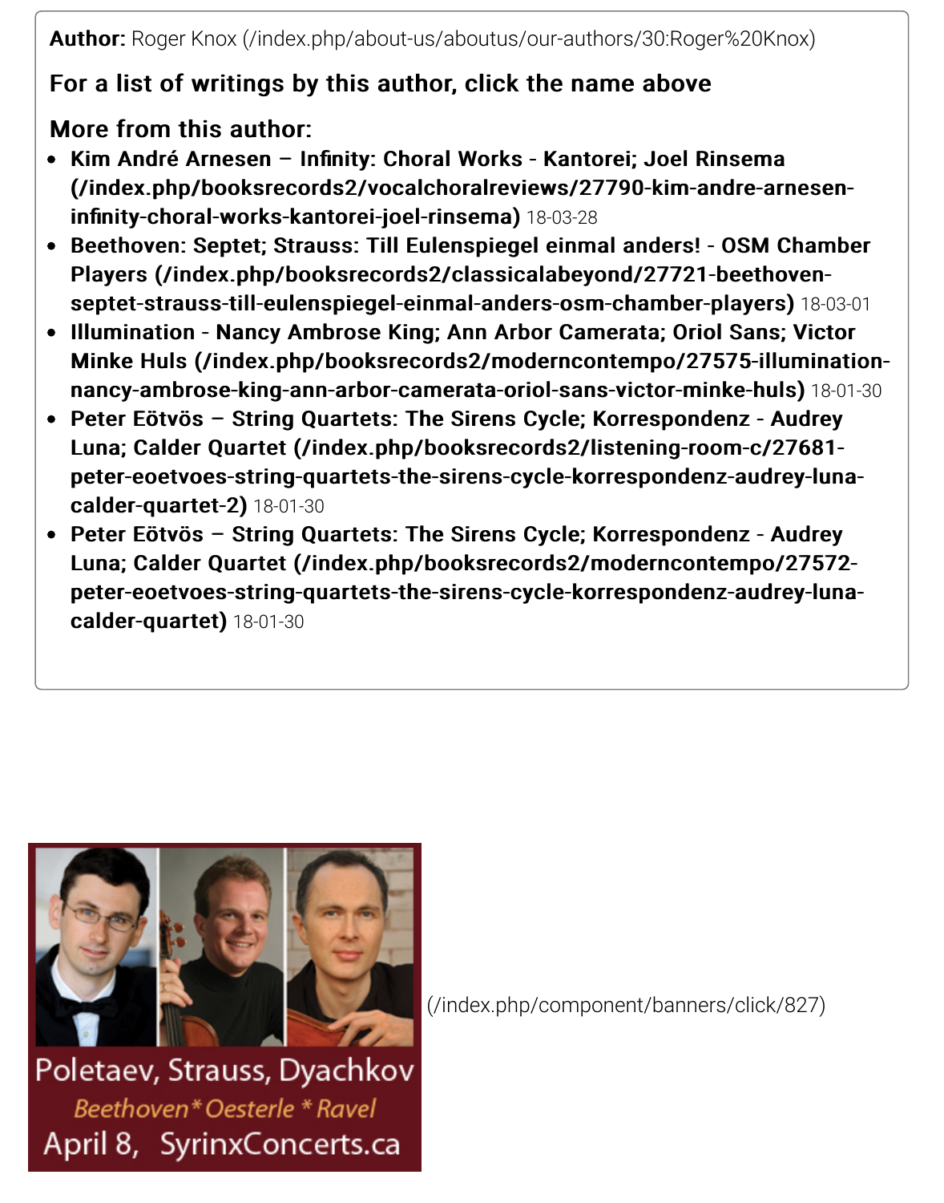**Author:** Roger Knox (/index.php/about-us/aboutus/our-authors/30:Roger%20Knox)

### For a list of writings by this author, click the name above

### More from this author:

- **Kim André Arnesen – Infinity: Choral Works - Kantorei; Joel Rinsema (/index.php/booksrecords2/vocalchoralreviews/27790-kim-andre-arnesen-infinity-choral-works-kantorei-joel-rinsema)** 18-03-28
- **Beethoven: Septet; Strauss: Till Eulenspiegel einmal anders! - OSM Chamber Players (/index.php/booksrecords2/classicalabeyond/27721-beethoven-septet-strauss-till-eulenspiegel-einmal-anders-osm-chamber-players)** 18-03-01
- **Illumination - Nancy Ambrose King; Ann Arbor Camerata; Oriol Sans; Victor Minke Huls (/index.php/booksrecords2/moderncontempo/27575-illumination-nancy-ambrose-king-ann-arbor-camerata-oriol-sans-victor-minke-huls)** 18-01-30
- **Peter Eötvös – String Quartets: The Sirens Cycle; Korrespondenz - Audrey Luna; Calder Quartet (/index.php/booksrecords2/listening-room-c/27681-peter-eoetvoes-string-quartets-the-sirens-cycle-korrespondenz-audrey-luna-calder-quartet-2)** 18-01-30
- **Peter Eötvös – String Quartets: The Sirens Cycle; Korrespondenz - Audrey Luna; Calder Quartet (/index.php/booksrecords2/moderncontempo/27572-peter-eoetvoes-string-quartets-the-sirens-cycle-korrespondenz-audrey-luna-calder-quartet)** 18-01-30

Poletaev, Strauss, Dyachkov
*Beethoven * Oesterle * Ravel*
April 8, SyrinxConcerts.ca

(/index.php/component/banners/click/827)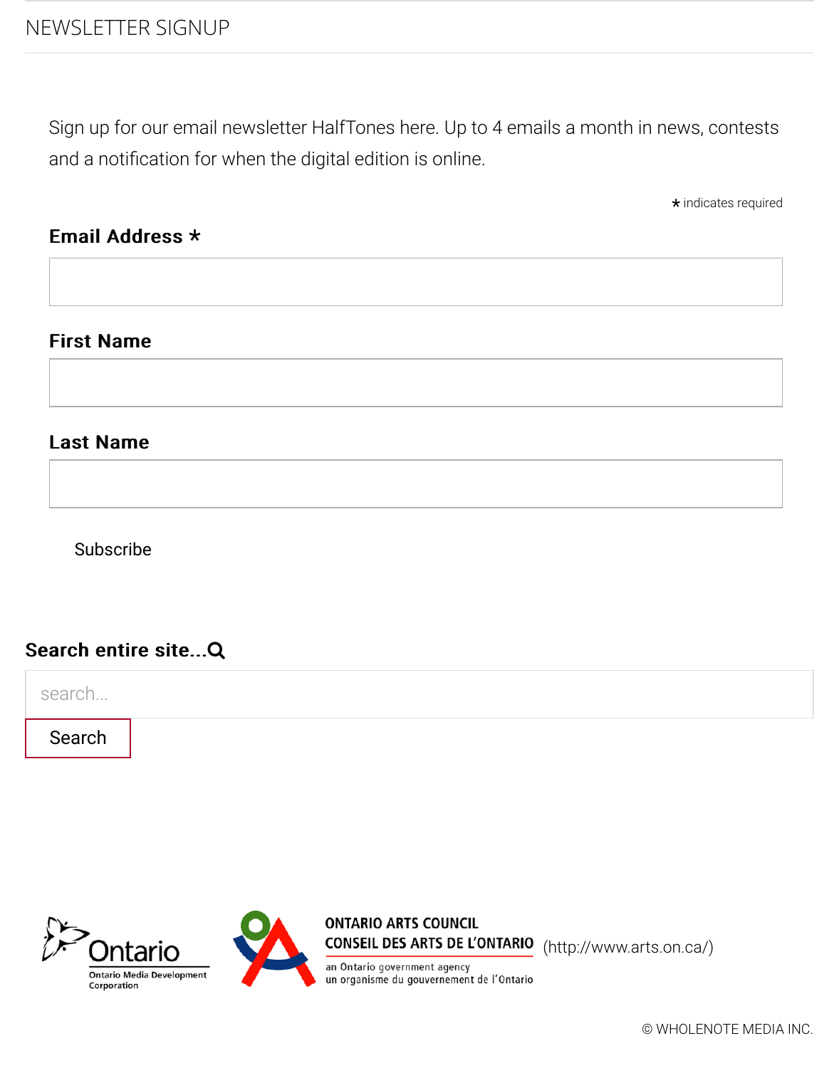## NEWSLETTER SIGNUP

Sign up for our email newsletter HalfTones here. Up to 4 emails a month in news, contests and a notification for when the digital edition is online.

* indicates required

**Email Address ***

**First Name**

**Last Name**

Subscribe

**Search entire site...**

search...

Search

Ontario

Ontario Media Development Corporation

ONTARIO ARTS COUNCIL
CONSEIL DES ARTS DE L'ONTARIO

an Ontario government agency
un organisme du gouvernement de l'Ontario

(http://www.arts.on.ca/)

© WHOLENOTE MEDIA INC.